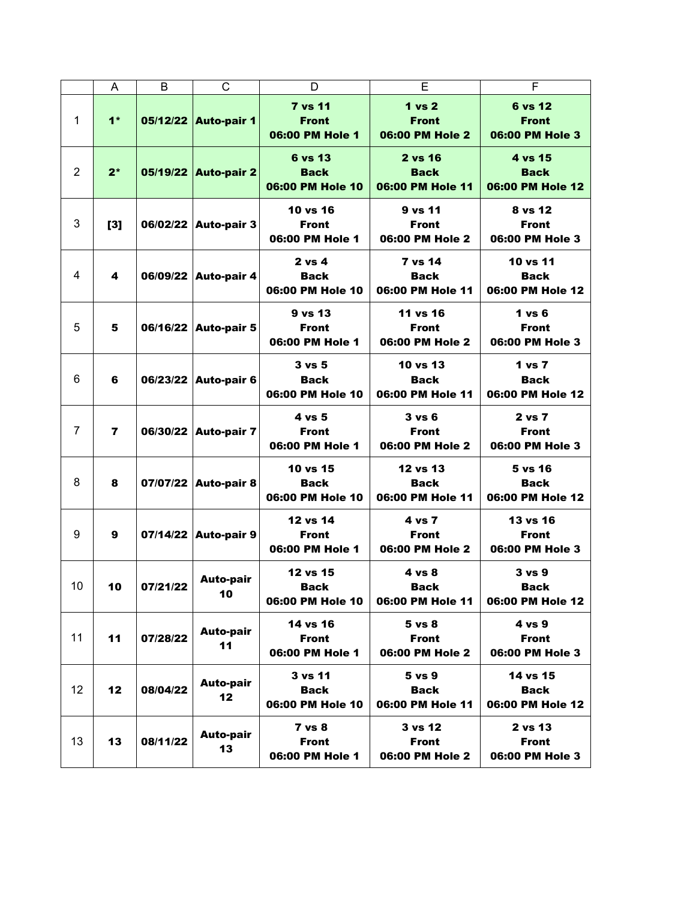| | A | B | C | D | E | F |
|---|---|---|---|---|---|---|
| 1 | **1*** | **05/12/22** | **Auto-pair 1** | **7 vs 11 Front 06:00 PM Hole 1** | **1 vs 2 Front 06:00 PM Hole 2** | **6 vs 12 Front 06:00 PM Hole 3** |
| 2 | **2*** | **05/19/22** | **Auto-pair 2** | **6 vs 13 Back 06:00 PM Hole 10** | **2 vs 16 Back 06:00 PM Hole 11** | **4 vs 15 Back 06:00 PM Hole 12** |
| 3 | **[3]** | **06/02/22** | **Auto-pair 3** | **10 vs 16 Front 06:00 PM Hole 1** | **9 vs 11 Front 06:00 PM Hole 2** | **8 vs 12 Front 06:00 PM Hole 3** |
| 4 | **4** | **06/09/22** | **Auto-pair 4** | **2 vs 4 Back 06:00 PM Hole 10** | **7 vs 14 Back 06:00 PM Hole 11** | **10 vs 11 Back 06:00 PM Hole 12** |
| 5 | **5** | **06/16/22** | **Auto-pair 5** | **9 vs 13 Front 06:00 PM Hole 1** | **11 vs 16 Front 06:00 PM Hole 2** | **1 vs 6 Front 06:00 PM Hole 3** |
| 6 | **6** | **06/23/22** | **Auto-pair 6** | **3 vs 5 Back 06:00 PM Hole 10** | **10 vs 13 Back 06:00 PM Hole 11** | **1 vs 7 Back 06:00 PM Hole 12** |
| 7 | **7** | **06/30/22** | **Auto-pair 7** | **4 vs 5 Front 06:00 PM Hole 1** | **3 vs 6 Front 06:00 PM Hole 2** | **2 vs 7 Front 06:00 PM Hole 3** |
| 8 | **8** | **07/07/22** | **Auto-pair 8** | **10 vs 15 Back 06:00 PM Hole 10** | **12 vs 13 Back 06:00 PM Hole 11** | **5 vs 16 Back 06:00 PM Hole 12** |
| 9 | **9** | **07/14/22** | **Auto-pair 9** | **12 vs 14 Front 06:00 PM Hole 1** | **4 vs 7 Front 06:00 PM Hole 2** | **13 vs 16 Front 06:00 PM Hole 3** |
| 10 | **10** | **07/21/22** | **Auto-pair 10** | **12 vs 15 Back 06:00 PM Hole 10** | **4 vs 8 Back 06:00 PM Hole 11** | **3 vs 9 Back 06:00 PM Hole 12** |
| 11 | **11** | **07/28/22** | **Auto-pair 11** | **14 vs 16 Front 06:00 PM Hole 1** | **5 vs 8 Front 06:00 PM Hole 2** | **4 vs 9 Front 06:00 PM Hole 3** |
| 12 | **12** | **08/04/22** | **Auto-pair 12** | **3 vs 11 Back 06:00 PM Hole 10** | **5 vs 9 Back 06:00 PM Hole 11** | **14 vs 15 Back 06:00 PM Hole 12** |
| 13 | **13** | **08/11/22** | **Auto-pair 13** | **7 vs 8 Front 06:00 PM Hole 1** | **3 vs 12 Front 06:00 PM Hole 2** | **2 vs 13 Front 06:00 PM Hole 3** |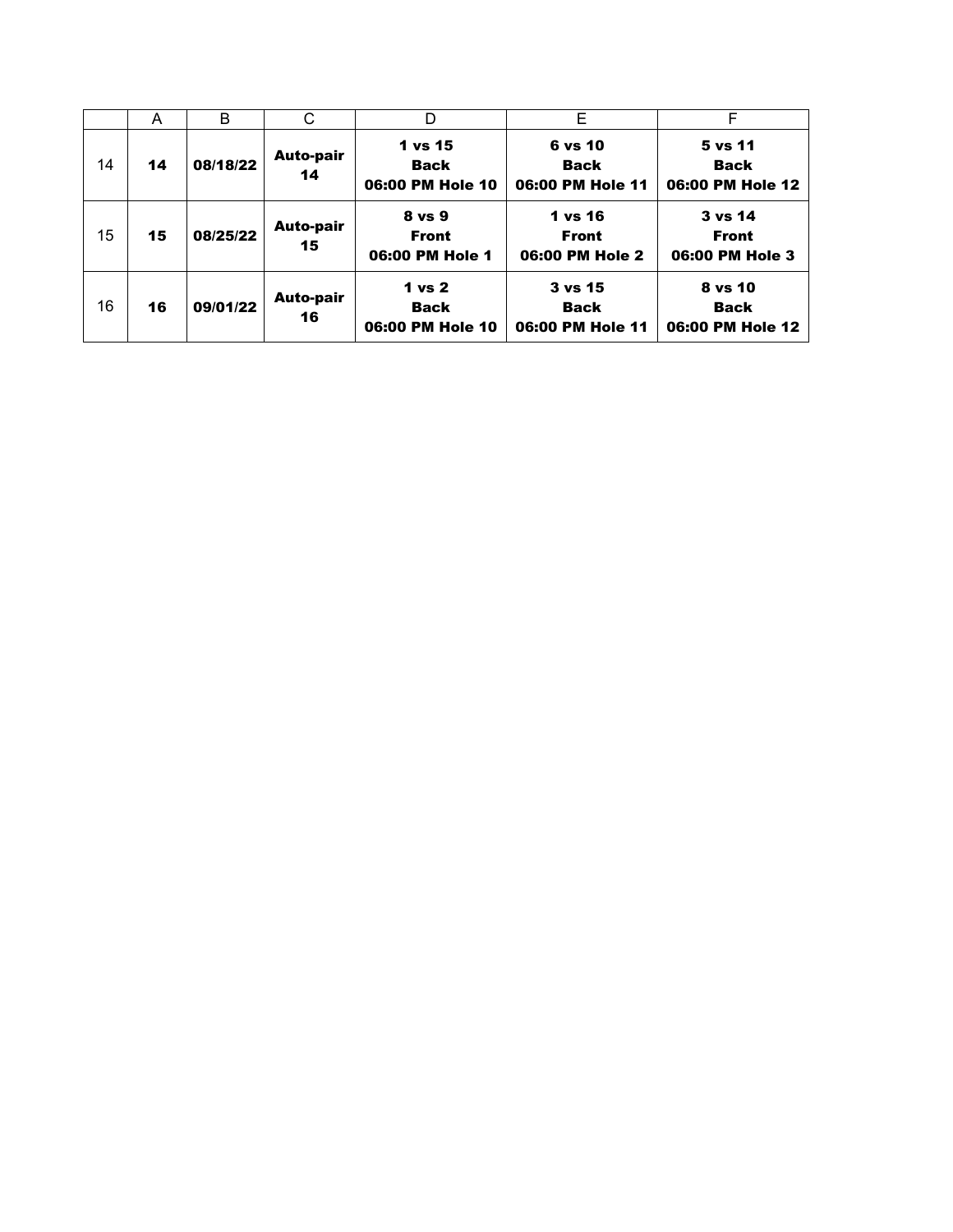| | A | B | C | D | E | F |
|---|---|---|---|---|---|---|
| 14 | **14** | **08/18/22** | **Auto-pair 14** | **1 vs 15<br>Back<br>06:00 PM Hole 10** | **6 vs 10<br>Back<br>06:00 PM Hole 11** | **5 vs 11<br>Back<br>06:00 PM Hole 12** |
| 15 | **15** | **08/25/22** | **Auto-pair 15** | **8 vs 9<br>Front<br>06:00 PM Hole 1** | **1 vs 16<br>Front<br>06:00 PM Hole 2** | **3 vs 14<br>Front<br>06:00 PM Hole 3** |
| 16 | **16** | **09/01/22** | **Auto-pair 16** | **1 vs 2<br>Back<br>06:00 PM Hole 10** | **3 vs 15<br>Back<br>06:00 PM Hole 11** | **8 vs 10<br>Back<br>06:00 PM Hole 12** |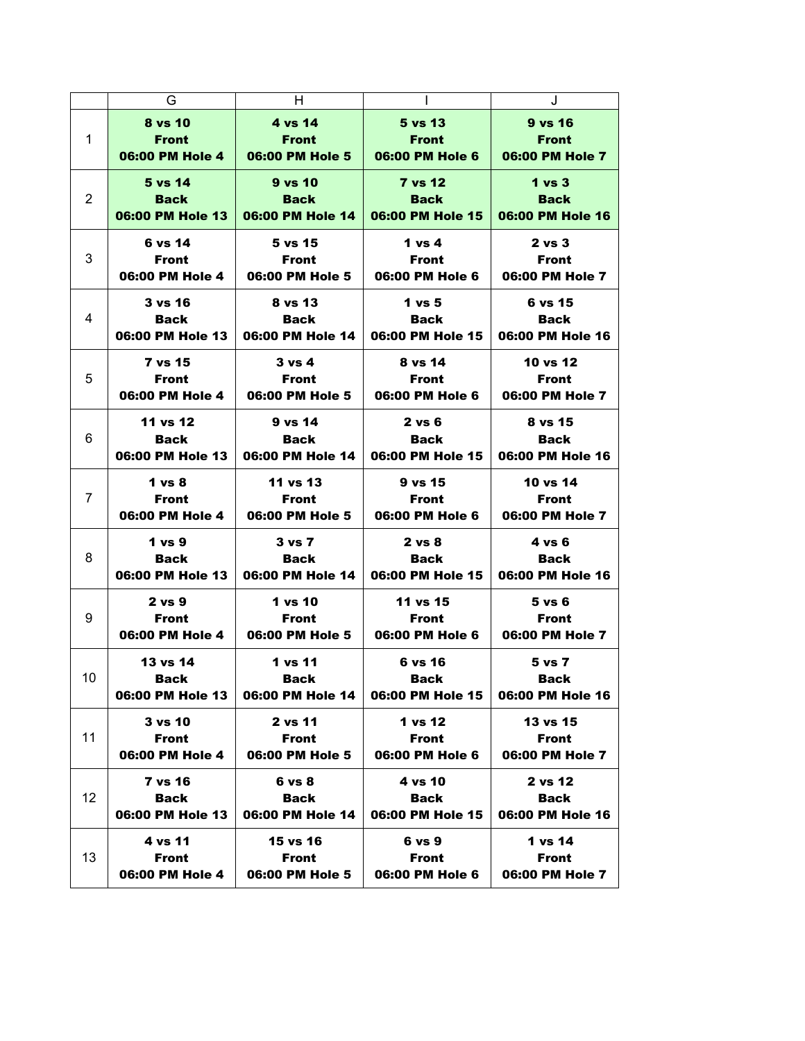| | G | H | I | J |
|---|---|---|---|---|
| 1 | **8 vs 10**<br>**Front**<br>**06:00 PM Hole 4** | **4 vs 14**<br>**Front**<br>**06:00 PM Hole 5** | **5 vs 13**<br>**Front**<br>**06:00 PM Hole 6** | **9 vs 16**<br>**Front**<br>**06:00 PM Hole 7** |
| 2 | **5 vs 14**<br>**Back**<br>**06:00 PM Hole 13** | **9 vs 10**<br>**Back**<br>**06:00 PM Hole 14** | **7 vs 12**<br>**Back**<br>**06:00 PM Hole 15** | **1 vs 3**<br>**Back**<br>**06:00 PM Hole 16** |
| 3 | **6 vs 14**<br>**Front**<br>**06:00 PM Hole 4** | **5 vs 15**<br>**Front**<br>**06:00 PM Hole 5** | **1 vs 4**<br>**Front**<br>**06:00 PM Hole 6** | **2 vs 3**<br>**Front**<br>**06:00 PM Hole 7** |
| 4 | **3 vs 16**<br>**Back**<br>**06:00 PM Hole 13** | **8 vs 13**<br>**Back**<br>**06:00 PM Hole 14** | **1 vs 5**<br>**Back**<br>**06:00 PM Hole 15** | **6 vs 15**<br>**Back**<br>**06:00 PM Hole 16** |
| 5 | **7 vs 15**<br>**Front**<br>**06:00 PM Hole 4** | **3 vs 4**<br>**Front**<br>**06:00 PM Hole 5** | **8 vs 14**<br>**Front**<br>**06:00 PM Hole 6** | **10 vs 12**<br>**Front**<br>**06:00 PM Hole 7** |
| 6 | **11 vs 12**<br>**Back**<br>**06:00 PM Hole 13** | **9 vs 14**<br>**Back**<br>**06:00 PM Hole 14** | **2 vs 6**<br>**Back**<br>**06:00 PM Hole 15** | **8 vs 15**<br>**Back**<br>**06:00 PM Hole 16** |
| 7 | **1 vs 8**<br>**Front**<br>**06:00 PM Hole 4** | **11 vs 13**<br>**Front**<br>**06:00 PM Hole 5** | **9 vs 15**<br>**Front**<br>**06:00 PM Hole 6** | **10 vs 14**<br>**Front**<br>**06:00 PM Hole 7** |
| 8 | **1 vs 9**<br>**Back**<br>**06:00 PM Hole 13** | **3 vs 7**<br>**Back**<br>**06:00 PM Hole 14** | **2 vs 8**<br>**Back**<br>**06:00 PM Hole 15** | **4 vs 6**<br>**Back**<br>**06:00 PM Hole 16** |
| 9 | **2 vs 9**<br>**Front**<br>**06:00 PM Hole 4** | **1 vs 10**<br>**Front**<br>**06:00 PM Hole 5** | **11 vs 15**<br>**Front**<br>**06:00 PM Hole 6** | **5 vs 6**<br>**Front**<br>**06:00 PM Hole 7** |
| 10 | **13 vs 14**<br>**Back**<br>**06:00 PM Hole 13** | **1 vs 11**<br>**Back**<br>**06:00 PM Hole 14** | **6 vs 16**<br>**Back**<br>**06:00 PM Hole 15** | **5 vs 7**<br>**Back**<br>**06:00 PM Hole 16** |
| 11 | **3 vs 10**<br>**Front**<br>**06:00 PM Hole 4** | **2 vs 11**<br>**Front**<br>**06:00 PM Hole 5** | **1 vs 12**<br>**Front**<br>**06:00 PM Hole 6** | **13 vs 15**<br>**Front**<br>**06:00 PM Hole 7** |
| 12 | **7 vs 16**<br>**Back**<br>**06:00 PM Hole 13** | **6 vs 8**<br>**Back**<br>**06:00 PM Hole 14** | **4 vs 10**<br>**Back**<br>**06:00 PM Hole 15** | **2 vs 12**<br>**Back**<br>**06:00 PM Hole 16** |
| 13 | **4 vs 11**<br>**Front**<br>**06:00 PM Hole 4** | **15 vs 16**<br>**Front**<br>**06:00 PM Hole 5** | **6 vs 9**<br>**Front**<br>**06:00 PM Hole 6** | **1 vs 14**<br>**Front**<br>**06:00 PM Hole 7** |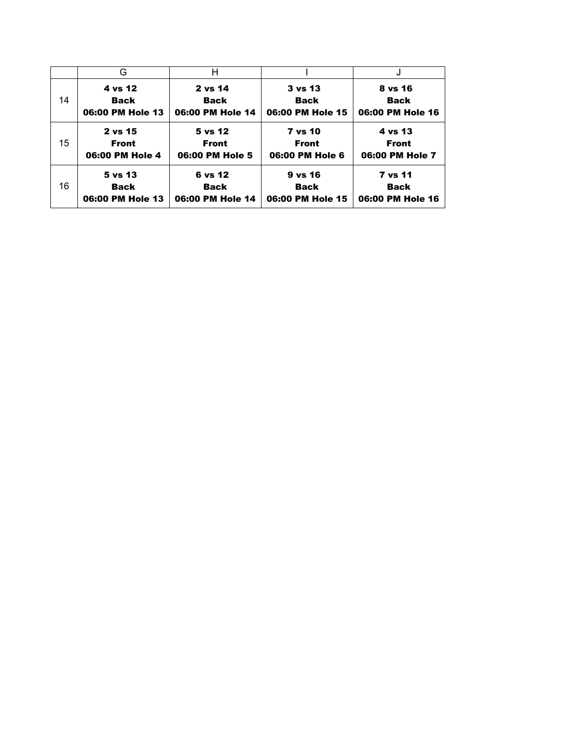| | G | H | I | J |
|---|---|---|---|---|
| 14 | **4 vs 12**<br>**Back**<br>**06:00 PM Hole 13** | **2 vs 14**<br>**Back**<br>**06:00 PM Hole 14** | **3 vs 13**<br>**Back**<br>**06:00 PM Hole 15** | **8 vs 16**<br>**Back**<br>**06:00 PM Hole 16** |
| 15 | **2 vs 15**<br>**Front**<br>**06:00 PM Hole 4** | **5 vs 12**<br>**Front**<br>**06:00 PM Hole 5** | **7 vs 10**<br>**Front**<br>**06:00 PM Hole 6** | **4 vs 13**<br>**Front**<br>**06:00 PM Hole 7** |
| 16 | **5 vs 13**<br>**Back**<br>**06:00 PM Hole 13** | **6 vs 12**<br>**Back**<br>**06:00 PM Hole 14** | **9 vs 16**<br>**Back**<br>**06:00 PM Hole 15** | **7 vs 11**<br>**Back**<br>**06:00 PM Hole 16** |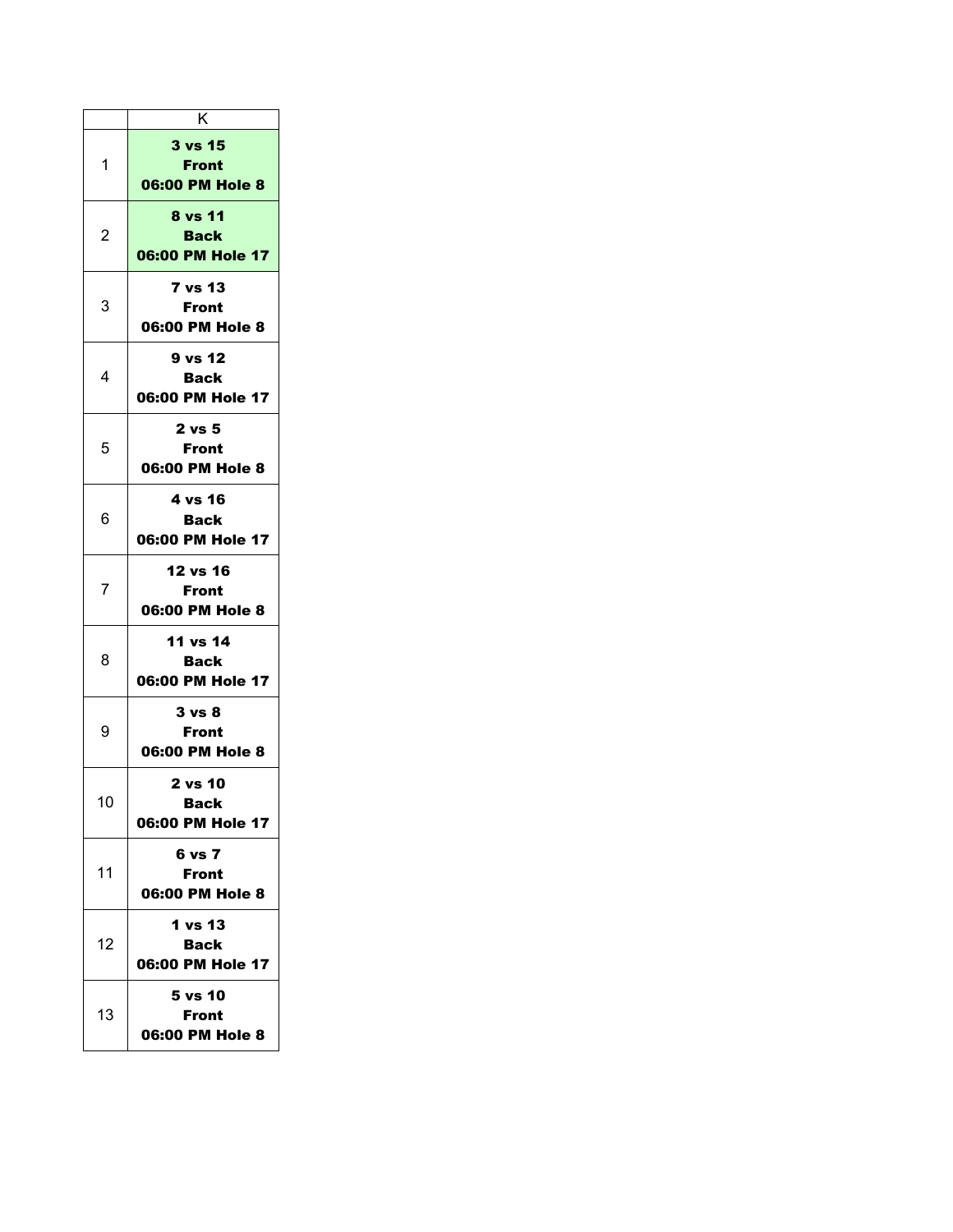| | K |
|---|---|
| 1 | **3 vs 15**<br>**Front**<br>**06:00 PM Hole 8** |
| 2 | **8 vs 11**<br>**Back**<br>**06:00 PM Hole 17** |
| 3 | **7 vs 13**<br>**Front**<br>**06:00 PM Hole 8** |
| 4 | **9 vs 12**<br>**Back**<br>**06:00 PM Hole 17** |
| 5 | **2 vs 5**<br>**Front**<br>**06:00 PM Hole 8** |
| 6 | **4 vs 16**<br>**Back**<br>**06:00 PM Hole 17** |
| 7 | **12 vs 16**<br>**Front**<br>**06:00 PM Hole 8** |
| 8 | **11 vs 14**<br>**Back**<br>**06:00 PM Hole 17** |
| 9 | **3 vs 8**<br>**Front**<br>**06:00 PM Hole 8** |
| 10 | **2 vs 10**<br>**Back**<br>**06:00 PM Hole 17** |
| 11 | **6 vs 7**<br>**Front**<br>**06:00 PM Hole 8** |
| 12 | **1 vs 13**<br>**Back**<br>**06:00 PM Hole 17** |
| 13 | **5 vs 10**<br>**Front**<br>**06:00 PM Hole 8** |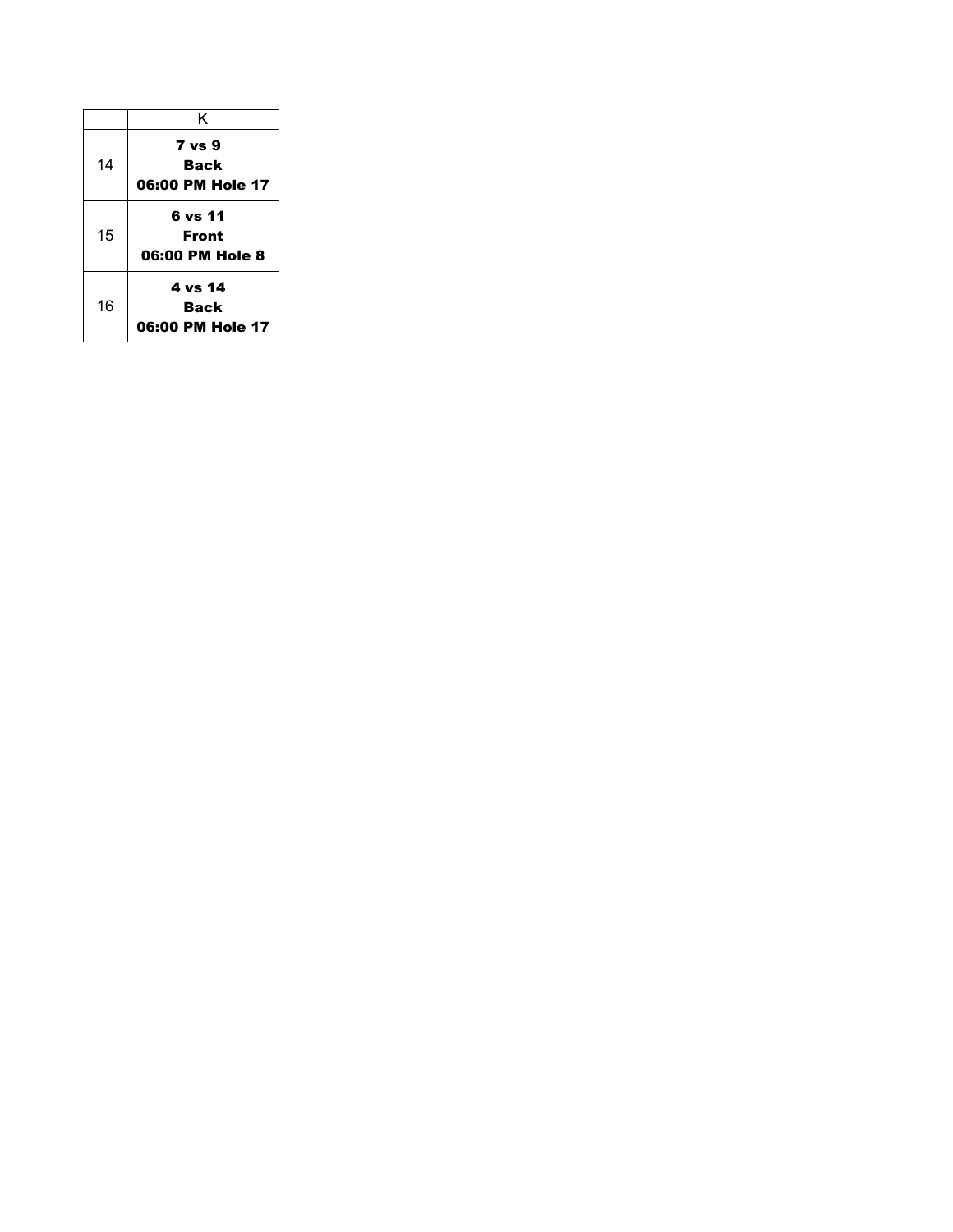| | K |
|---|---|
| 14 | **7 vs 9**<br>**Back**<br>**06:00 PM Hole 17** |
| 15 | **6 vs 11**<br>**Front**<br>**06:00 PM Hole 8** |
| 16 | **4 vs 14**<br>**Back**<br>**06:00 PM Hole 17** |